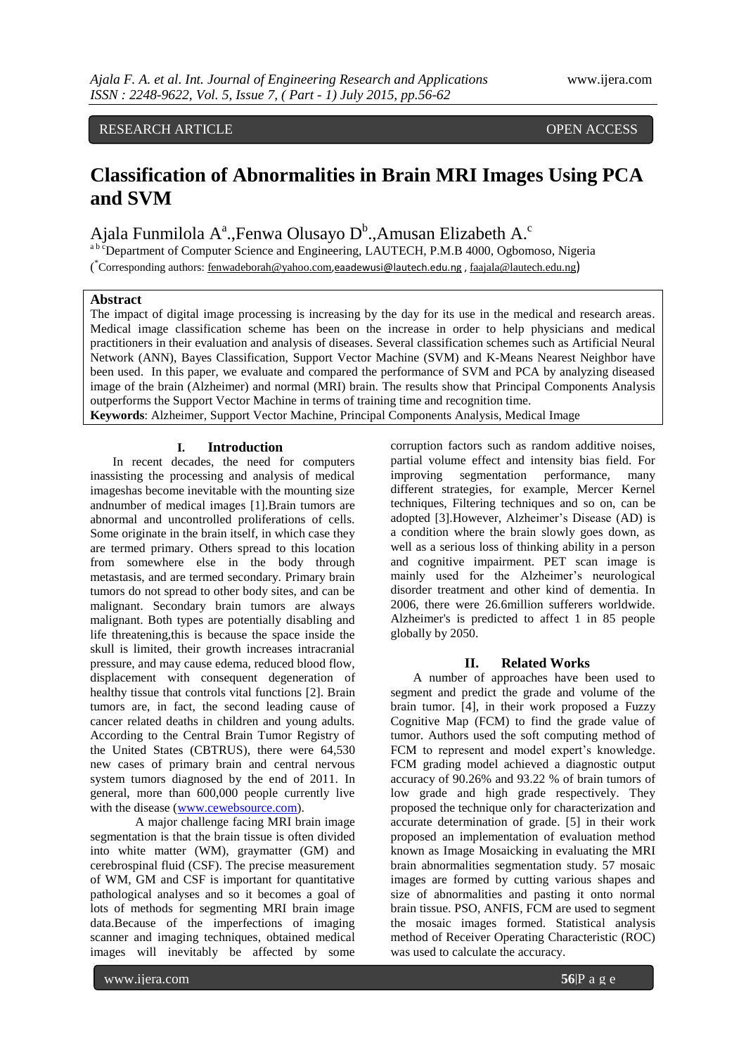RESEARCH ARTICLE OPEN ACCESS

# Classification of Abnormalities in Brain MRI Images Using PCA and SVM

Ajala Funmilola A[a].,Fenwa Olusayo D[b].,Amusan Elizabeth A.[c]

[a b c]Department of Computer Science and Engineering, LAUTECH, P.M.B 4000, Ogbomoso, Nigeria

([*]Corresponding authors: fenwadeborah@yahoo.com,eaadewusi@lautech.edu.ng , faajala@lautech.edu.ng)

**Abstract**

The impact of digital image processing is increasing by the day for its use in the medical and research areas. Medical image classification scheme has been on the increase in order to help physicians and medical practitioners in their evaluation and analysis of diseases. Several classification schemes such as Artificial Neural Network (ANN), Bayes Classification, Support Vector Machine (SVM) and K-Means Nearest Neighbor have been used. In this paper, we evaluate and compared the performance of SVM and PCA by analyzing diseased image of the brain (Alzheimer) and normal (MRI) brain. The results show that Principal Components Analysis outperforms the Support Vector Machine in terms of training time and recognition time.

**Keywords**: Alzheimer, Support Vector Machine, Principal Components Analysis, Medical Image

## I. Introduction

In recent decades, the need for computers inassisting the processing and analysis of medical imageshas become inevitable with the mounting size andnumber of medical images [1].Brain tumors are abnormal and uncontrolled proliferations of cells. Some originate in the brain itself, in which case they are termed primary. Others spread to this location from somewhere else in the body through metastasis, and are termed secondary. Primary brain tumors do not spread to other body sites, and can be malignant. Secondary brain tumors are always malignant. Both types are potentially disabling and life threatening,this is because the space inside the skull is limited, their growth increases intracranial pressure, and may cause edema, reduced blood flow, displacement with consequent degeneration of healthy tissue that controls vital functions [2]. Brain tumors are, in fact, the second leading cause of cancer related deaths in children and young adults. According to the Central Brain Tumor Registry of the United States (CBTRUS), there were 64,530 new cases of primary brain and central nervous system tumors diagnosed by the end of 2011. In general, more than 600,000 people currently live with the disease (www.cewebsource.com).

A major challenge facing MRI brain image segmentation is that the brain tissue is often divided into white matter (WM), graymatter (GM) and cerebrospinal fluid (CSF). The precise measurement of WM, GM and CSF is important for quantitative pathological analyses and so it becomes a goal of lots of methods for segmenting MRI brain image data.Because of the imperfections of imaging scanner and imaging techniques, obtained medical images will inevitably be affected by some corruption factors such as random additive noises, partial volume effect and intensity bias field. For improving segmentation performance, many different strategies, for example, Mercer Kernel techniques, Filtering techniques and so on, can be adopted [3].However, Alzheimer's Disease (AD) is a condition where the brain slowly goes down, as well as a serious loss of thinking ability in a person and cognitive impairment. PET scan image is mainly used for the Alzheimer's neurological disorder treatment and other kind of dementia. In 2006, there were 26.6million sufferers worldwide. Alzheimer's is predicted to affect 1 in 85 people globally by 2050.

## II. Related Works

A number of approaches have been used to segment and predict the grade and volume of the brain tumor. [4], in their work proposed a Fuzzy Cognitive Map (FCM) to find the grade value of tumor. Authors used the soft computing method of FCM to represent and model expert's knowledge. FCM grading model achieved a diagnostic output accuracy of 90.26% and 93.22 % of brain tumors of low grade and high grade respectively. They proposed the technique only for characterization and accurate determination of grade. [5] in their work proposed an implementation of evaluation method known as Image Mosaicking in evaluating the MRI brain abnormalities segmentation study. 57 mosaic images are formed by cutting various shapes and size of abnormalities and pasting it onto normal brain tissue. PSO, ANFIS, FCM are used to segment the mosaic images formed. Statistical analysis method of Receiver Operating Characteristic (ROC) was used to calculate the accuracy.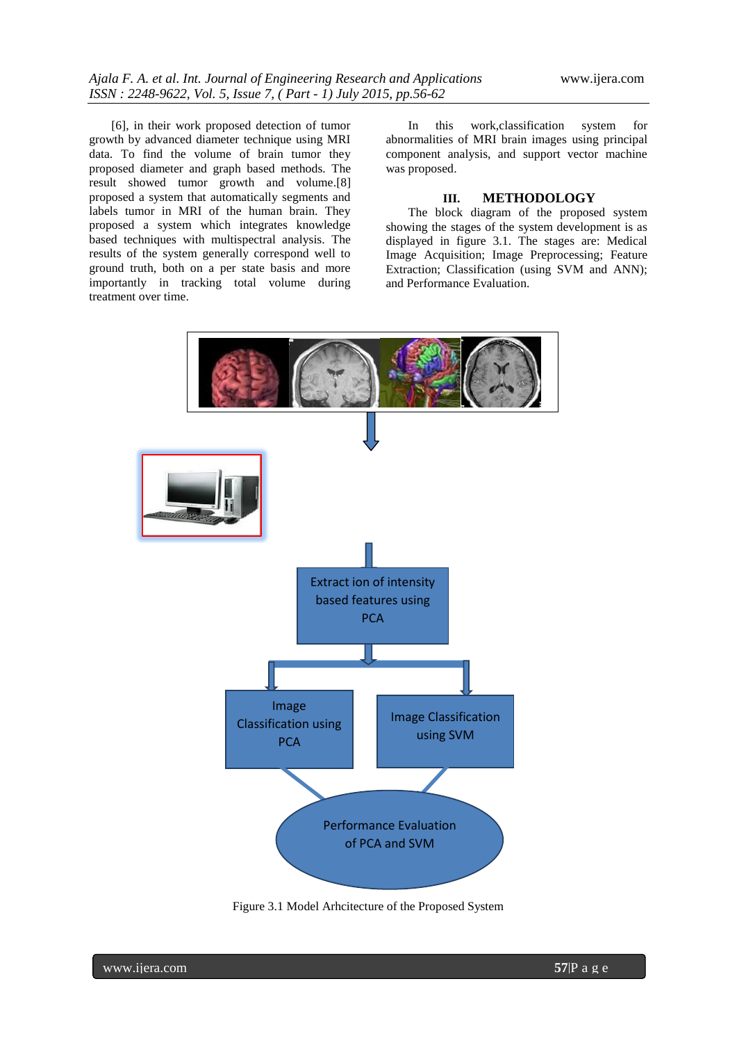[6], in their work proposed detection of tumor growth by advanced diameter technique using MRI data. To find the volume of brain tumor they proposed diameter and graph based methods. The result showed tumor growth and volume.[8] proposed a system that automatically segments and labels tumor in MRI of the human brain. They proposed a system which integrates knowledge based techniques with multispectral analysis. The results of the system generally correspond well to ground truth, both on a per state basis and more importantly in tracking total volume during treatment over time.

In this work,classification system for abnormalities of MRI brain images using principal component analysis, and support vector machine was proposed.

## III. METHODOLOGY

The block diagram of the proposed system showing the stages of the system development is as displayed in figure 3.1. The stages are: Medical Image Acquisition; Image Preprocessing; Feature Extraction; Classification (using SVM and ANN); and Performance Evaluation.

Extract ion of intensity based features using PCA

Image Classification using PCA

Image Classification using SVM

Performance Evaluation of PCA and SVM

Figure 3.1 Model Arhcitecture of the Proposed System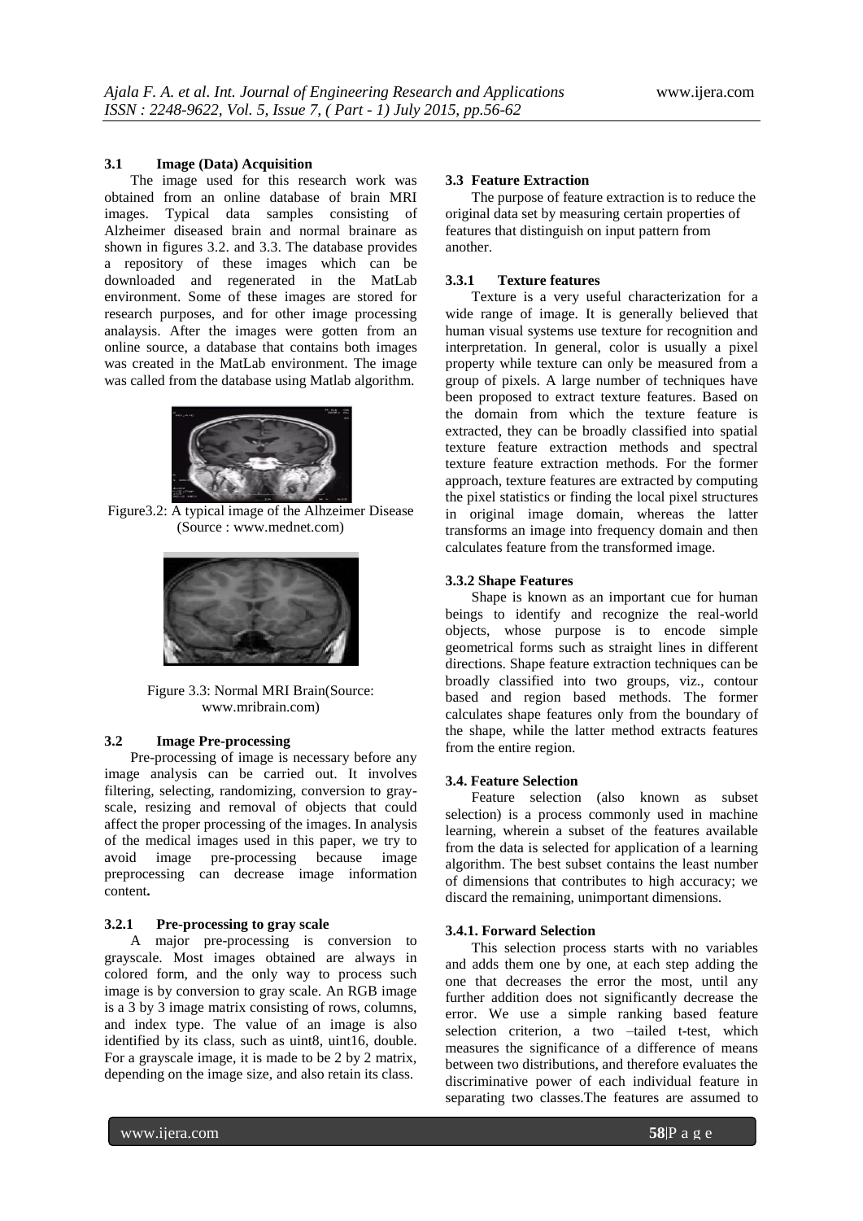### 3.1 Image (Data) Acquisition

The image used for this research work was obtained from an online database of brain MRI images. Typical data samples consisting of Alzheimer diseased brain and normal brainare as shown in figures 3.2. and 3.3. The database provides a repository of these images which can be downloaded and regenerated in the MatLab environment. Some of these images are stored for research purposes, and for other image processing analaysis. After the images were gotten from an online source, a database that contains both images was created in the MatLab environment. The image was called from the database using Matlab algorithm.

Figure3.2: A typical image of the Alhzeimer Disease (Source : www.mednet.com)

Figure 3.3: Normal MRI Brain(Source: www.mribrain.com)

### 3.2 Image Pre-processing

Pre-processing of image is necessary before any image analysis can be carried out. It involves filtering, selecting, randomizing, conversion to gray-scale, resizing and removal of objects that could affect the proper processing of the images. In analysis of the medical images used in this paper, we try to avoid image pre-processing because image preprocessing can decrease image information content**.**

#### 3.2.1 Pre-processing to gray scale

A major pre-processing is conversion to grayscale. Most images obtained are always in colored form, and the only way to process such image is by conversion to gray scale. An RGB image is a 3 by 3 image matrix consisting of rows, columns, and index type. The value of an image is also identified by its class, such as uint8, uint16, double. For a grayscale image, it is made to be 2 by 2 matrix, depending on the image size, and also retain its class.

### 3.3 Feature Extraction

The purpose of feature extraction is to reduce the original data set by measuring certain properties of features that distinguish on input pattern from another.

#### 3.3.1 Texture features

Texture is a very useful characterization for a wide range of image. It is generally believed that human visual systems use texture for recognition and interpretation. In general, color is usually a pixel property while texture can only be measured from a group of pixels. A large number of techniques have been proposed to extract texture features. Based on the domain from which the texture feature is extracted, they can be broadly classified into spatial texture feature extraction methods and spectral texture feature extraction methods. For the former approach, texture features are extracted by computing the pixel statistics or finding the local pixel structures in original image domain, whereas the latter transforms an image into frequency domain and then calculates feature from the transformed image.

#### 3.3.2 Shape Features

Shape is known as an important cue for human beings to identify and recognize the real-world objects, whose purpose is to encode simple geometrical forms such as straight lines in different directions. Shape feature extraction techniques can be broadly classified into two groups, viz., contour based and region based methods. The former calculates shape features only from the boundary of the shape, while the latter method extracts features from the entire region.

### 3.4. Feature Selection

Feature selection (also known as subset selection) is a process commonly used in machine learning, wherein a subset of the features available from the data is selected for application of a learning algorithm. The best subset contains the least number of dimensions that contributes to high accuracy; we discard the remaining, unimportant dimensions.

#### 3.4.1. Forward Selection

This selection process starts with no variables and adds them one by one, at each step adding the one that decreases the error the most, until any further addition does not significantly decrease the error. We use a simple ranking based feature selection criterion, a two –tailed t-test, which measures the significance of a difference of means between two distributions, and therefore evaluates the discriminative power of each individual feature in separating two classes.The features are assumed to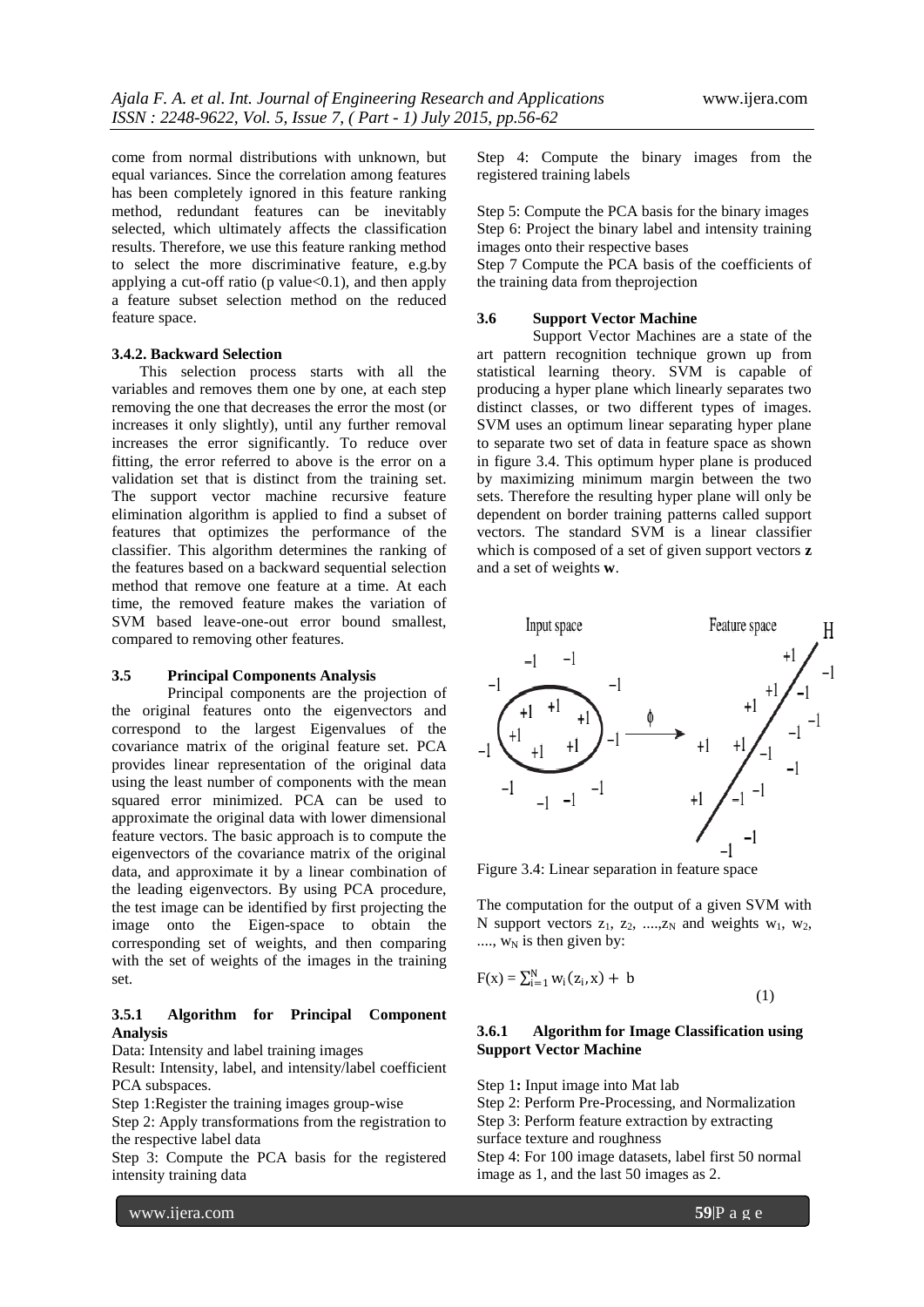come from normal distributions with unknown, but equal variances. Since the correlation among features has been completely ignored in this feature ranking method, redundant features can be inevitably selected, which ultimately affects the classification results. Therefore, we use this feature ranking method to select the more discriminative feature, e.g.by applying a cut-off ratio (p value<0.1), and then apply a feature subset selection method on the reduced feature space.

#### 3.4.2. Backward Selection

This selection process starts with all the variables and removes them one by one, at each step removing the one that decreases the error the most (or increases it only slightly), until any further removal increases the error significantly. To reduce over fitting, the error referred to above is the error on a validation set that is distinct from the training set. The support vector machine recursive feature elimination algorithm is applied to find a subset of features that optimizes the performance of the classifier. This algorithm determines the ranking of the features based on a backward sequential selection method that remove one feature at a time. At each time, the removed feature makes the variation of SVM based leave-one-out error bound smallest, compared to removing other features.

### 3.5 Principal Components Analysis

Principal components are the projection of the original features onto the eigenvectors and correspond to the largest Eigenvalues of the covariance matrix of the original feature set. PCA provides linear representation of the original data using the least number of components with the mean squared error minimized. PCA can be used to approximate the original data with lower dimensional feature vectors. The basic approach is to compute the eigenvectors of the covariance matrix of the original data, and approximate it by a linear combination of the leading eigenvectors. By using PCA procedure, the test image can be identified by first projecting the image onto the Eigen-space to obtain the corresponding set of weights, and then comparing with the set of weights of the images in the training set.

#### 3.5.1 Algorithm for Principal Component Analysis

Data: Intensity and label training images

Result: Intensity, label, and intensity/label coefficient PCA subspaces.

Step 1:Register the training images group-wise

Step 2: Apply transformations from the registration to the respective label data

Step 3: Compute the PCA basis for the registered intensity training data

Step 4: Compute the binary images from the registered training labels

Step 5: Compute the PCA basis for the binary images

Step 6: Project the binary label and intensity training images onto their respective bases

Step 7 Compute the PCA basis of the coefficients of the training data from theprojection

### 3.6 Support Vector Machine

Support Vector Machines are a state of the art pattern recognition technique grown up from statistical learning theory. SVM is capable of producing a hyper plane which linearly separates two distinct classes, or two different types of images. SVM uses an optimum linear separating hyper plane to separate two set of data in feature space as shown in figure 3.4. This optimum hyper plane is produced by maximizing minimum margin between the two sets. Therefore the resulting hyper plane will only be dependent on border training patterns called support vectors. The standard SVM is a linear classifier which is composed of a set of given support vectors **z** and a set of weights **w**.

Figure 3.4: Linear separation in feature space

The computation for the output of a given SVM with N support vectors $z_1$, $z_2$, ....,$z_N$ and weights $w_1$, $w_2$, ...., $w_N$ is then given by:

$$F(x) = \sum_{i=1}^{N} w_i(z_i, x) + b \quad (1)$$

#### 3.6.1 Algorithm for Image Classification using Support Vector Machine

Step 1**:** Input image into Mat lab

Step 2: Perform Pre-Processing, and Normalization

Step 3: Perform feature extraction by extracting surface texture and roughness

Step 4: For 100 image datasets, label first 50 normal image as 1, and the last 50 images as 2.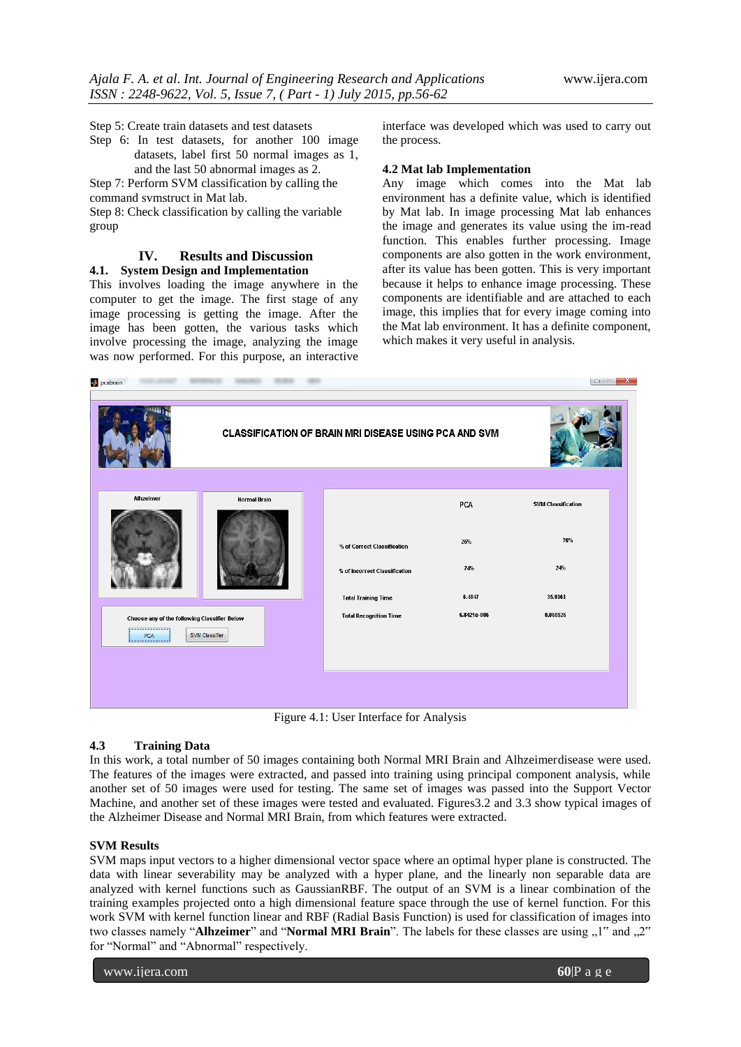Step 5: Create train datasets and test datasets

Step 6: In test datasets, for another 100 image datasets, label first 50 normal images as 1, and the last 50 abnormal images as 2.

Step 7: Perform SVM classification by calling the command svmstruct in Mat lab.

Step 8: Check classification by calling the variable group

## IV. Results and Discussion

### 4.1. System Design and Implementation

This involves loading the image anywhere in the computer to get the image. The first stage of any image processing is getting the image. After the image has been gotten, the various tasks which involve processing the image, analyzing the image was now performed. For this purpose, an interactive interface was developed which was used to carry out the process.

### 4.2 Mat lab Implementation

Any image which comes into the Mat lab environment has a definite value, which is identified by Mat lab. In image processing Mat lab enhances the image and generates its value using the im-read function. This enables further processing. Image components are also gotten in the work environment, after its value has been gotten. This is very important because it helps to enhance image processing. These components are identifiable and are attached to each image, this implies that for every image coming into the Mat lab environment. It has a definite component, which makes it very useful in analysis.

Figure 4.1: User Interface for Analysis

### 4.3 Training Data

In this work, a total number of 50 images containing both Normal MRI Brain and Alhzeimerdisease were used. The features of the images were extracted, and passed into training using principal component analysis, while another set of 50 images were used for testing. The same set of images was passed into the Support Vector Machine, and another set of these images were tested and evaluated. Figures3.2 and 3.3 show typical images of the Alzheimer Disease and Normal MRI Brain, from which features were extracted.

### SVM Results

SVM maps input vectors to a higher dimensional vector space where an optimal hyper plane is constructed. The data with linear severability may be analyzed with a hyper plane, and the linearly non separable data are analyzed with kernel functions such as GaussianRBF. The output of an SVM is a linear combination of the training examples projected onto a high dimensional feature space through the use of kernel function. For this work SVM with kernel function linear and RBF (Radial Basis Function) is used for classification of images into two classes namely "**Alhzeimer**" and "**Normal MRI Brain**". The labels for these classes are using „1" and „2" for "Normal" and "Abnormal" respectively.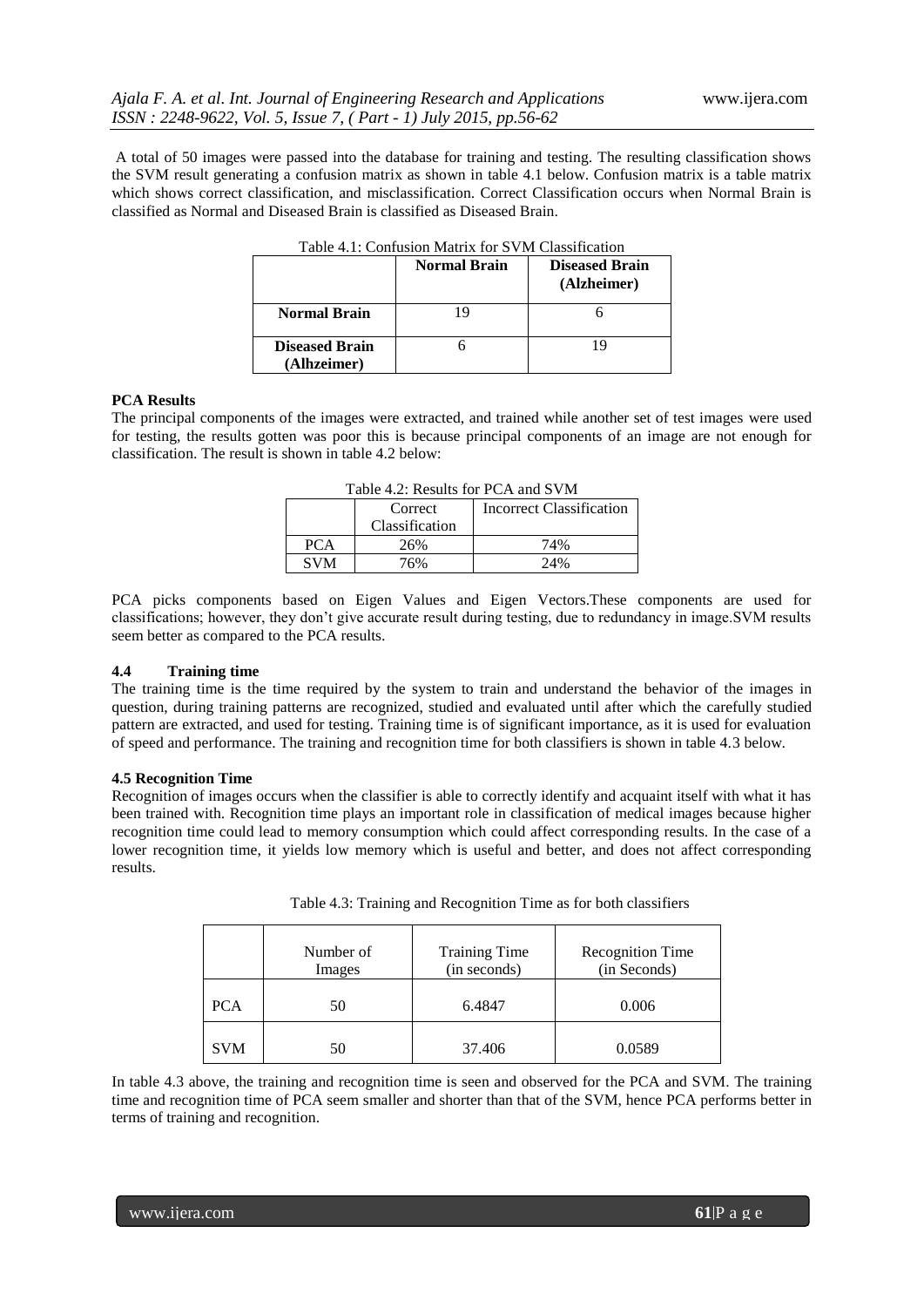A total of 50 images were passed into the database for training and testing. The resulting classification shows the SVM result generating a confusion matrix as shown in table 4.1 below. Confusion matrix is a table matrix which shows correct classification, and misclassification. Correct Classification occurs when Normal Brain is classified as Normal and Diseased Brain is classified as Diseased Brain.

Table 4.1: Confusion Matrix for SVM Classification

| | **Normal Brain** | **Diseased Brain (Alzheimer)** |
|---|---|---|
| **Normal Brain** | 19 | 6 |
| **Diseased Brain (Alhzeimer)** | 6 | 19 |

**PCA Results**

The principal components of the images were extracted, and trained while another set of test images were used for testing, the results gotten was poor this is because principal components of an image are not enough for classification. The result is shown in table 4.2 below:

Table 4.2: Results for PCA and SVM

| | Correct Classification | Incorrect Classification |
|---|---|---|
| PCA | 26% | 74% |
| SVM | 76% | 24% |

PCA picks components based on Eigen Values and Eigen Vectors.These components are used for classifications; however, they don't give accurate result during testing, due to redundancy in image.SVM results seem better as compared to the PCA results.

### 4.4 Training time

The training time is the time required by the system to train and understand the behavior of the images in question, during training patterns are recognized, studied and evaluated until after which the carefully studied pattern are extracted, and used for testing. Training time is of significant importance, as it is used for evaluation of speed and performance. The training and recognition time for both classifiers is shown in table 4.3 below.

### 4.5 Recognition Time

Recognition of images occurs when the classifier is able to correctly identify and acquaint itself with what it has been trained with. Recognition time plays an important role in classification of medical images because higher recognition time could lead to memory consumption which could affect corresponding results. In the case of a lower recognition time, it yields low memory which is useful and better, and does not affect corresponding results.

Table 4.3: Training and Recognition Time as for both classifiers

| | Number of Images | Training Time (in seconds) | Recognition Time (in Seconds) |
|---|---|---|---|
| PCA | 50 | 6.4847 | 0.006 |
| SVM | 50 | 37.406 | 0.0589 |

In table 4.3 above, the training and recognition time is seen and observed for the PCA and SVM. The training time and recognition time of PCA seem smaller and shorter than that of the SVM, hence PCA performs better in terms of training and recognition.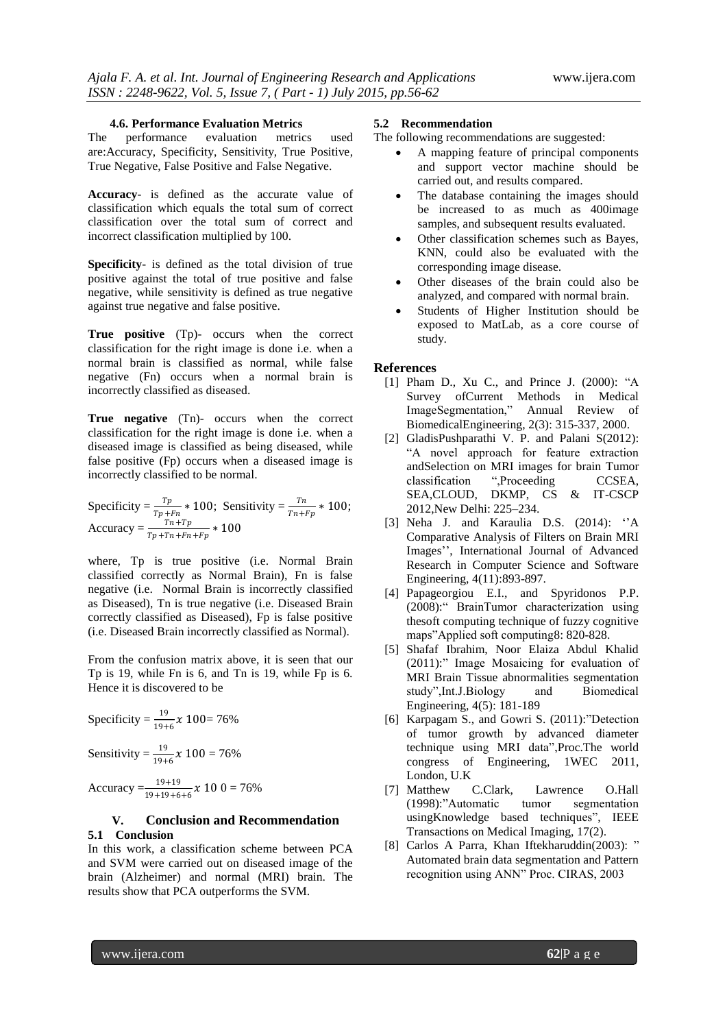### 4.6. Performance Evaluation Metrics

The performance evaluation metrics used are:Accuracy, Specificity, Sensitivity, True Positive, True Negative, False Positive and False Negative.

**Accuracy**- is defined as the accurate value of classification which equals the total sum of correct classification over the total sum of correct and incorrect classification multiplied by 100.

**Specificity**- is defined as the total division of true positive against the total of true positive and false negative, while sensitivity is defined as true negative against true negative and false positive.

**True positive** (Tp)- occurs when the correct classification for the right image is done i.e. when a normal brain is classified as normal, while false negative (Fn) occurs when a normal brain is incorrectly classified as diseased.

**True negative** (Tn)- occurs when the correct classification for the right image is done i.e. when a diseased image is classified as being diseased, while false positive (Fp) occurs when a diseased image is incorrectly classified to be normal.

Specificity = $\frac{Tp}{Tp+Fn} * 100$; Sensitivity = $\frac{Tn}{Tn+Fp} * 100$; Accuracy = $\frac{Tn+Tp}{Tp+Tn+Fn+Fp} * 100$

where, Tp is true positive (i.e. Normal Brain classified correctly as Normal Brain), Fn is false negative (i.e. Normal Brain is incorrectly classified as Diseased), Tn is true negative (i.e. Diseased Brain correctly classified as Diseased), Fp is false positive (i.e. Diseased Brain incorrectly classified as Normal).

From the confusion matrix above, it is seen that our Tp is 19, while Fn is 6, and Tn is 19, while Fp is 6. Hence it is discovered to be

Specificity = $\frac{19}{19+6} x\ 100$= 76%

Sensitivity = $\frac{19}{19+6} x\ 100$ = 76%

Accuracy =$\frac{19+19}{19+19+6+6} x\ 10\ 0$ = 76%

## V. Conclusion and Recommendation

### 5.1 Conclusion

In this work, a classification scheme between PCA and SVM were carried out on diseased image of the brain (Alzheimer) and normal (MRI) brain. The results show that PCA outperforms the SVM.

### 5.2 Recommendation

The following recommendations are suggested:

- A mapping feature of principal components and support vector machine should be carried out, and results compared.
- The database containing the images should be increased to as much as 400image samples, and subsequent results evaluated.
- Other classification schemes such as Bayes, KNN, could also be evaluated with the corresponding image disease.
- Other diseases of the brain could also be analyzed, and compared with normal brain.
- Students of Higher Institution should be exposed to MatLab, as a core course of study.

## References

[1] Pham D., Xu C., and Prince J. (2000): "A Survey ofCurrent Methods in Medical ImageSegmentation," Annual Review of BiomedicalEngineering, 2(3): 315-337, 2000.

[2] GladisPushparathi V. P. and Palani S(2012): "A novel approach for feature extraction andSelection on MRI images for brain Tumor classification ",Proceeding CCSEA, SEA,CLOUD, DKMP, CS & IT-CSCP 2012,New Delhi: 225–234.

[3] Neha J. and Karaulia D.S. (2014): ''A Comparative Analysis of Filters on Brain MRI Images'', International Journal of Advanced Research in Computer Science and Software Engineering, 4(11):893-897.

[4] Papageorgiou E.I., and Spyridonos P.P. (2008):" BrainTumor characterization using thesoft computing technique of fuzzy cognitive maps"Applied soft computing8: 820-828.

[5] Shafaf Ibrahim, Noor Elaiza Abdul Khalid (2011):" Image Mosaicing for evaluation of MRI Brain Tissue abnormalities segmentation study",Int.J.Biology and Biomedical Engineering, 4(5): 181-189

[6] Karpagam S., and Gowri S. (2011):"Detection of tumor growth by advanced diameter technique using MRI data",Proc.The world congress of Engineering, 1WEC 2011, London, U.K

[7] Matthew C.Clark, Lawrence O.Hall (1998):"Automatic tumor segmentation usingKnowledge based techniques", IEEE Transactions on Medical Imaging, 17(2).

[8] Carlos A Parra, Khan Iftekharuddin(2003): " Automated brain data segmentation and Pattern recognition using ANN" Proc. CIRAS, 2003